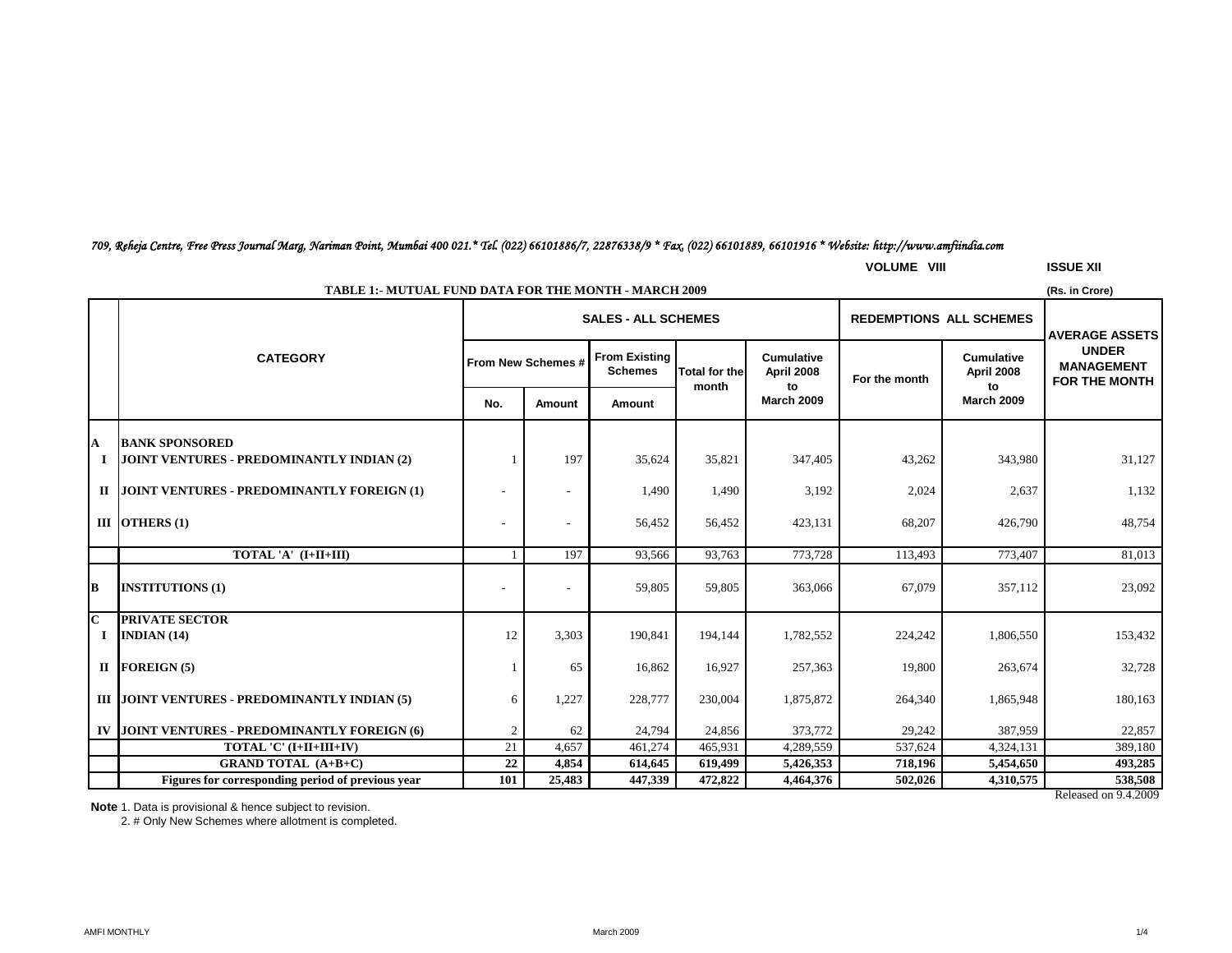*709, Reheja Centre, Free Press Journal Marg, Nariman Point, Mumbai 400 021.* Tel. (022) 66101886/7, 22876338/9 * Fax. (022) 66101889, 66101916 * Website: http://www.amfiindia.com*

**VOLUME VIII** **ISSUE XII**

**TABLE 1:- MUTUAL FUND DATA FOR THE MONTH - MARCH 2009**

(Rs. in Crore)

| | CATEGORY | SALES - ALL SCHEMES | | | | | REDEMPTIONS ALL SCHEMES | | AVERAGE ASSETS UNDER MANAGEMENT FOR THE MONTH |
|---|---|---|---|---|---|---|---|---|---|
| | | From New Schemes # | | From Existing Schemes | Total for the month | Cumulative April 2008 to March 2009 | For the month | Cumulative April 2008 to March 2009 | |
| | | No. | Amount | Amount | | | | | |
| **A** | **BANK SPONSORED** | | | | | | | | |
| **I** | **JOINT VENTURES - PREDOMINANTLY INDIAN (2)** | 1 | 197 | 35,624 | 35,821 | 347,405 | 43,262 | 343,980 | 31,127 |
| **II** | **JOINT VENTURES - PREDOMINANTLY FOREIGN (1)** | - | - | 1,490 | 1,490 | 3,192 | 2,024 | 2,637 | 1,132 |
| **III** | **OTHERS (1)** | - | - | 56,452 | 56,452 | 423,131 | 68,207 | 426,790 | 48,754 |
| | **TOTAL 'A' (I+II+III)** | 1 | 197 | 93,566 | 93,763 | 773,728 | 113,493 | 773,407 | 81,013 |
| **B** | **INSTITUTIONS (1)** | - | - | 59,805 | 59,805 | 363,066 | 67,079 | 357,112 | 23,092 |
| **C** | **PRIVATE SECTOR** | | | | | | | | |
| **I** | **INDIAN (14)** | 12 | 3,303 | 190,841 | 194,144 | 1,782,552 | 224,242 | 1,806,550 | 153,432 |
| **II** | **FOREIGN (5)** | 1 | 65 | 16,862 | 16,927 | 257,363 | 19,800 | 263,674 | 32,728 |
| **III** | **JOINT VENTURES - PREDOMINANTLY INDIAN (5)** | 6 | 1,227 | 228,777 | 230,004 | 1,875,872 | 264,340 | 1,865,948 | 180,163 |
| **IV** | **JOINT VENTURES - PREDOMINANTLY FOREIGN (6)** | 2 | 62 | 24,794 | 24,856 | 373,772 | 29,242 | 387,959 | 22,857 |
| | **TOTAL 'C' (I+II+III+IV)** | 21 | 4,657 | 461,274 | 465,931 | 4,289,559 | 537,624 | 4,324,131 | 389,180 |
| | **GRAND TOTAL (A+B+C)** | **22** | **4,854** | **614,645** | **619,499** | **5,426,353** | **718,196** | **5,454,650** | **493,285** |
| | **Figures for corresponding period of previous year** | **101** | **25,483** | **447,339** | **472,822** | **4,464,376** | **502,026** | **4,310,575** | **538,508** |

Released on 9.4.2009

**Note** 1. Data is provisional & hence subject to revision.

2. # Only New Schemes where allotment is completed.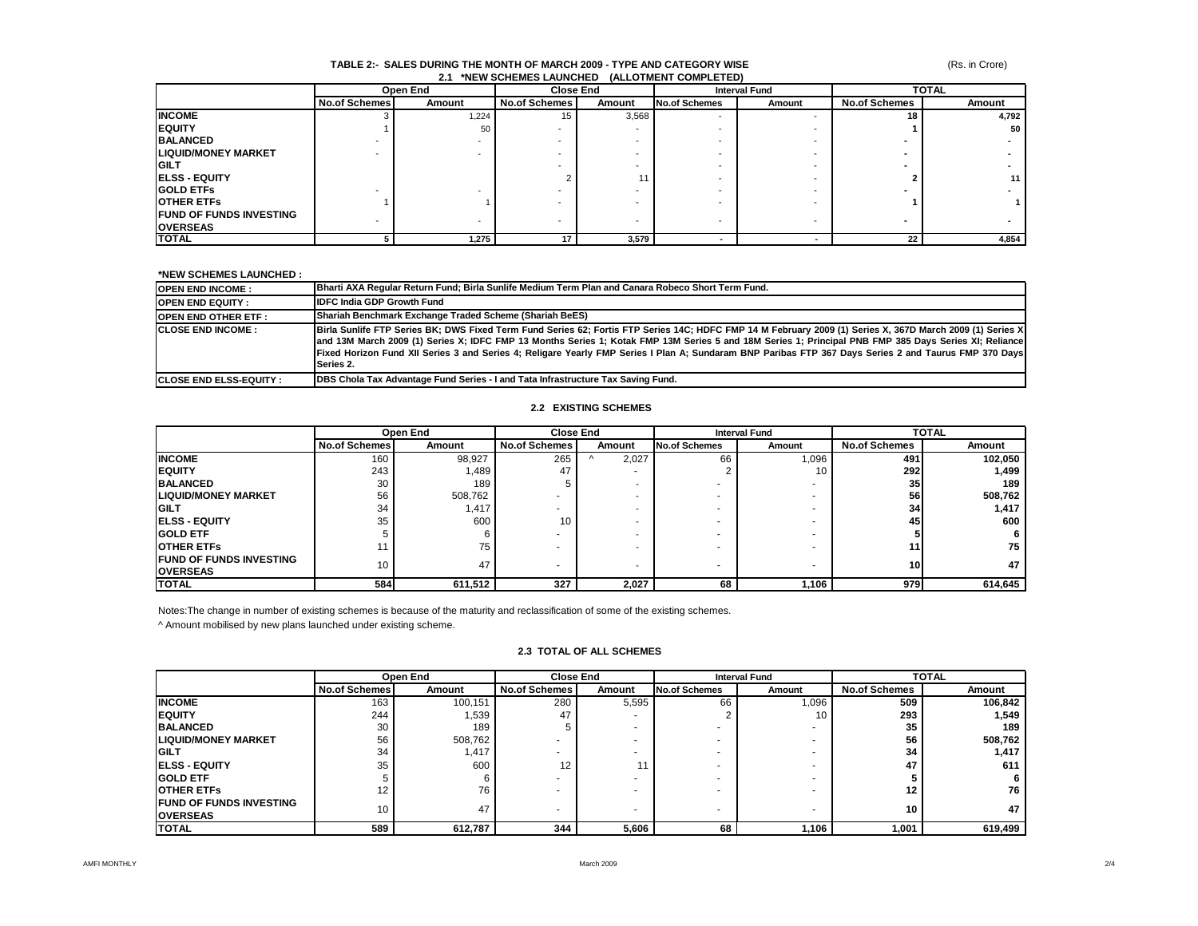# TABLE 2:- SALES DURING THE MONTH OF MARCH 2009 - TYPE AND CATEGORY WISE

(Rs. in Crore)

## 2.1 *NEW SCHEMES LAUNCHED (ALLOTMENT COMPLETED)

| | Open End | | Close End | | Interval Fund | | TOTAL | |
|---|---|---|---|---|---|---|---|---|
| | No.of Schemes | Amount | No.of Schemes | Amount | No.of Schemes | Amount | No.of Schemes | Amount |
| **INCOME** | 3 | 1,224 | 15 | 3,568 | - | - | **18** | **4,792** |
| **EQUITY** | 1 | 50 | - | - | - | - | **1** | **50** |
| **BALANCED** | - | - | - | - | - | - | **-** | **-** |
| **LIQUID/MONEY MARKET** | - | - | - | - | - | - | **-** | **-** |
| **GILT** | | | - | - | - | - | **-** | **-** |
| **ELSS - EQUITY** | | | 2 | 11 | - | - | **2** | **11** |
| **GOLD ETFs** | - | - | - | - | - | - | **-** | **-** |
| **OTHER ETFs** | 1 | 1 | - | - | - | - | **1** | **1** |
| **FUND OF FUNDS INVESTING OVERSEAS** | - | - | - | - | - | - | **-** | **-** |
| **TOTAL** | **5** | **1,275** | **17** | **3,579** | **-** | **-** | **22** | **4,854** |

**\*NEW SCHEMES LAUNCHED :**

| | |
|---|---|
| **OPEN END INCOME :** | **Bharti AXA Regular Return Fund; Birla Sunlife Medium Term Plan and Canara Robeco Short Term Fund.** |
| **OPEN END EQUITY :** | **IDFC India GDP Growth Fund** |
| **OPEN END OTHER ETF :** | **Shariah Benchmark Exchange Traded Scheme (Shariah BeES)** |
| **CLOSE END INCOME :** | **Birla Sunlife FTP Series BK; DWS Fixed Term Fund Series 62; Fortis FTP Series 14C; HDFC FMP 14 M February 2009 (1) Series X, 367D March 2009 (1) Series X and 13M March 2009 (1) Series X; IDFC FMP 13 Months Series 1; Kotak FMP 13M Series 5 and 18M Series 1; Principal PNB FMP 385 Days Series XI; Reliance Fixed Horizon Fund XII Series 3 and Series 4; Religare Yearly FMP Series I Plan A; Sundaram BNP Paribas FTP 367 Days Series 2 and Taurus FMP 370 Days Series 2.** |
| **CLOSE END ELSS-EQUITY :** | **DBS Chola Tax Advantage Fund Series - I and Tata Infrastructure Tax Saving Fund.** |

## 2.2 EXISTING SCHEMES

| | Open End | | Close End | | Interval Fund | | TOTAL | |
|---|---|---|---|---|---|---|---|---|
| | No.of Schemes | Amount | No.of Schemes | Amount | No.of Schemes | Amount | No.of Schemes | Amount |
| **INCOME** | 160 | 98,927 | 265 | ^ 2,027 | 66 | 1,096 | **491** | **102,050** |
| **EQUITY** | 243 | 1,489 | 47 | - | 2 | 10 | **292** | **1,499** |
| **BALANCED** | 30 | 189 | 5 | - | - | - | **35** | **189** |
| **LIQUID/MONEY MARKET** | 56 | 508,762 | - | - | - | - | **56** | **508,762** |
| **GILT** | 34 | 1,417 | - | - | - | - | **34** | **1,417** |
| **ELSS - EQUITY** | 35 | 600 | 10 | - | - | - | **45** | **600** |
| **GOLD ETF** | 5 | 6 | - | - | - | - | **5** | **6** |
| **OTHER ETFs** | 11 | 75 | - | - | - | - | **11** | **75** |
| **FUND OF FUNDS INVESTING OVERSEAS** | 10 | 47 | - | - | - | - | **10** | **47** |
| **TOTAL** | **584** | **611,512** | **327** | **2,027** | **68** | **1,106** | **979** | **614,645** |

Notes:The change in number of existing schemes is because of the maturity and reclassification of some of the existing schemes.

^ Amount mobilised by new plans launched under existing scheme.

## 2.3 TOTAL OF ALL SCHEMES

| | Open End | | Close End | | Interval Fund | | TOTAL | |
|---|---|---|---|---|---|---|---|---|
| | No.of Schemes | Amount | No.of Schemes | Amount | No.of Schemes | Amount | No.of Schemes | Amount |
| **INCOME** | 163 | 100,151 | 280 | 5,595 | 66 | 1,096 | **509** | **106,842** |
| **EQUITY** | 244 | 1,539 | 47 | - | 2 | 10 | **293** | **1,549** |
| **BALANCED** | 30 | 189 | 5 | - | - | - | **35** | **189** |
| **LIQUID/MONEY MARKET** | 56 | 508,762 | - | - | - | - | **56** | **508,762** |
| **GILT** | 34 | 1,417 | - | - | - | - | **34** | **1,417** |
| **ELSS - EQUITY** | 35 | 600 | 12 | 11 | - | - | **47** | **611** |
| **GOLD ETF** | 5 | 6 | - | - | - | - | **5** | **6** |
| **OTHER ETFs** | 12 | 76 | - | - | - | - | **12** | **76** |
| **FUND OF FUNDS INVESTING OVERSEAS** | 10 | 47 | - | - | - | - | **10** | **47** |
| **TOTAL** | **589** | **612,787** | **344** | **5,606** | **68** | **1,106** | **1,001** | **619,499** |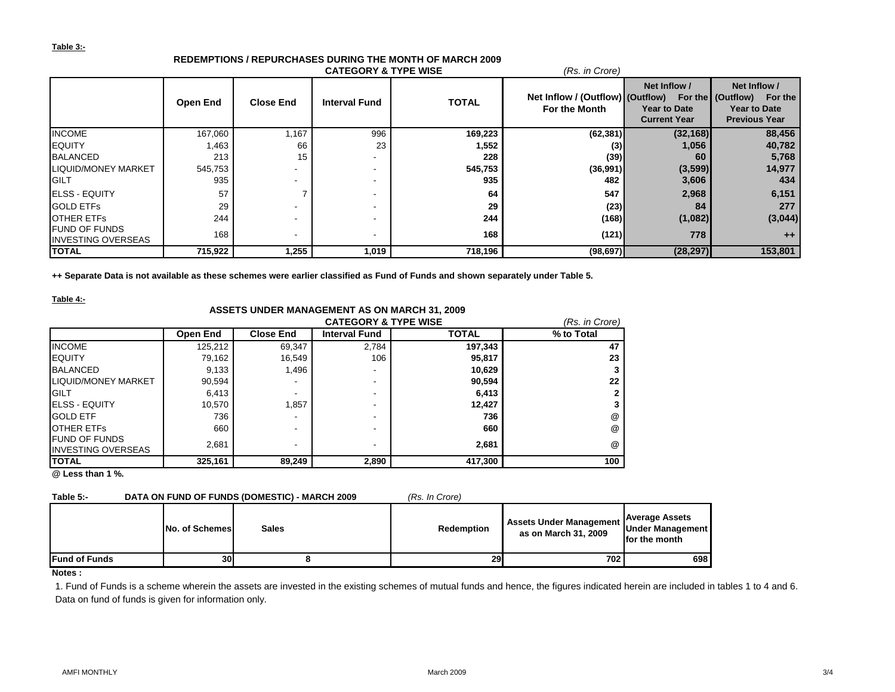**Table 3:-**

**REDEMPTIONS / REPURCHASES DURING THE MONTH OF MARCH 2009**

**CATEGORY & TYPE WISE** *(Rs. in Crore)*

| | Open End | Close End | Interval Fund | TOTAL | Net Inflow / (Outflow) For the Month | Net Inflow / (Outflow) For the Year to Date Current Year | Net Inflow / (Outflow) For the Year to Date Previous Year |
|---|---|---|---|---|---|---|---|
| INCOME | 167,060 | 1,167 | 996 | **169,223** | **(62,381)** | **(32,168)** | **88,456** |
| EQUITY | 1,463 | 66 | 23 | **1,552** | **(3)** | **1,056** | **40,782** |
| BALANCED | 213 | 15 | - | **228** | **(39)** | **60** | **5,768** |
| LIQUID/MONEY MARKET | 545,753 | - | - | **545,753** | **(36,991)** | **(3,599)** | **14,977** |
| GILT | 935 | - | - | **935** | **482** | **3,606** | **434** |
| ELSS - EQUITY | 57 | 7 | - | **64** | **547** | **2,968** | **6,151** |
| GOLD ETFs | 29 | - | - | **29** | **(23)** | **84** | **277** |
| OTHER ETFs | 244 | - | - | **244** | **(168)** | **(1,082)** | **(3,044)** |
| FUND OF FUNDS INVESTING OVERSEAS | 168 | - | - | **168** | **(121)** | **778** | **++** |
| **TOTAL** | **715,922** | **1,255** | **1,019** | **718,196** | **(98,697)** | **(28,297)** | **153,801** |

**++ Separate Data is not available as these schemes were earlier classified as Fund of Funds and shown separately under Table 5.**

**Table 4:-**

**ASSETS UNDER MANAGEMENT AS ON MARCH 31, 2009**

**CATEGORY & TYPE WISE** *(Rs. in Crore)*

| | Open End | Close End | Interval Fund | TOTAL | % to Total |
|---|---|---|---|---|---|
| INCOME | 125,212 | 69,347 | 2,784 | **197,343** | **47** |
| EQUITY | 79,162 | 16,549 | 106 | **95,817** | **23** |
| BALANCED | 9,133 | 1,496 | - | **10,629** | **3** |
| LIQUID/MONEY MARKET | 90,594 | - | - | **90,594** | **22** |
| GILT | 6,413 | - | - | **6,413** | **2** |
| ELSS - EQUITY | 10,570 | 1,857 | - | **12,427** | **3** |
| GOLD ETF | 736 | - | - | **736** | @ |
| OTHER ETFs | 660 | - | - | **660** | @ |
| FUND OF FUNDS INVESTING OVERSEAS | 2,681 | - | - | **2,681** | @ |
| **TOTAL** | **325,161** | **89,249** | **2,890** | **417,300** | **100** |

**@ Less than 1 %.**

**Table 5:- DATA ON FUND OF FUNDS (DOMESTIC) - MARCH 2009** *(Rs. In Crore)*

| | No. of Schemes | Sales | Redemption | Assets Under Management as on March 31, 2009 | Average Assets Under Management for the month |
|---|---|---|---|---|---|
| **Fund of Funds** | 30 | 8 | 29 | 702 | 698 |

**Notes :**

1. Fund of Funds is a scheme wherein the assets are invested in the existing schemes of mutual funds and hence, the figures indicated herein are included in tables 1 to 4 and 6. Data on fund of funds is given for information only.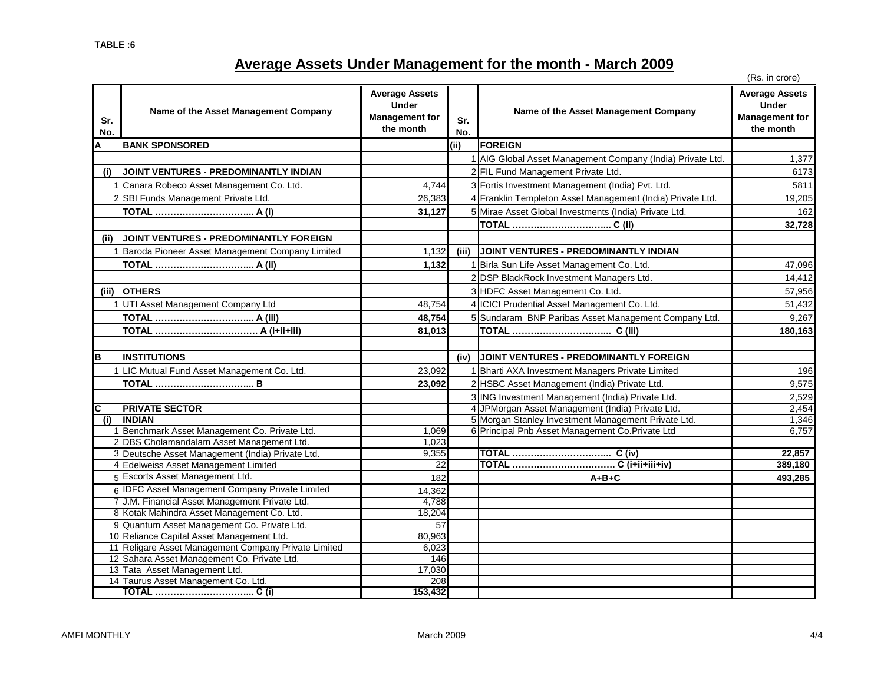TABLE :6

## Average Assets Under Management for the month - March 2009

(Rs. in crore)

| Sr. No. | Name of the Asset Management Company | Average Assets Under Management for the month | Sr. No. | Name of the Asset Management Company | Average Assets Under Management for the month |
|---|---|---|---|---|---|
| **A** | **BANK SPONSORED** | | **(ii)** | **FOREIGN** | |
| | | | 1 | AIG Global Asset Management Company (India) Private Ltd. | 1,377 |
| **(i)** | **JOINT VENTURES - PREDOMINANTLY INDIAN** | | 2 | FIL Fund Management Private Ltd. | 6173 |
| 1 | Canara Robeco Asset Management Co. Ltd. | 4,744 | 3 | Fortis Investment Management (India) Pvt. Ltd. | 5811 |
| 2 | SBI Funds Management Private Ltd. | 26,383 | 4 | Franklin Templeton Asset Management (India) Private Ltd. | 19,205 |
| | **TOTAL ………………………….. A (i)** | **31,127** | 5 | Mirae Asset Global Investments (India) Private Ltd. | 162 |
| | | | | **TOTAL ………………………….. C (ii)** | **32,728** |
| **(ii)** | **JOINT VENTURES - PREDOMINANTLY FOREIGN** | | | | |
| 1 | Baroda Pioneer Asset Management Company Limited | 1,132 | **(iii)** | **JOINT VENTURES - PREDOMINANTLY INDIAN** | |
| | **TOTAL ………………………….. A (ii)** | **1,132** | 1 | Birla Sun Life Asset Management Co. Ltd. | 47,096 |
| | | | 2 | DSP BlackRock Investment Managers Ltd. | 14,412 |
| **(iii)** | **OTHERS** | | 3 | HDFC Asset Management Co. Ltd. | 57,956 |
| 1 | UTI Asset Management Company Ltd | 48,754 | 4 | ICICI Prudential Asset Management Co. Ltd. | 51,432 |
| | **TOTAL ………………………….. A (iii)** | **48,754** | 5 | Sundaram BNP Paribas Asset Management Company Ltd. | 9,267 |
| | **TOTAL …………………………… A (i+ii+iii)** | **81,013** | | **TOTAL ………………………….. C (iii)** | **180,163** |
| | | | | | |
| **B** | **INSTITUTIONS** | | **(iv)** | **JOINT VENTURES - PREDOMINANTLY FOREIGN** | |
| 1 | LIC Mutual Fund Asset Management Co. Ltd. | 23,092 | 1 | Bharti AXA Investment Managers Private Limited | 196 |
| | **TOTAL ………………………….. B** | **23,092** | 2 | HSBC Asset Management (India) Private Ltd. | 9,575 |
| | | | 3 | ING Investment Management (India) Private Ltd. | 2,529 |
| **C** | **PRIVATE SECTOR** | | 4 | JPMorgan Asset Management (India) Private Ltd. | 2,454 |
| **(i)** | **INDIAN** | | 5 | Morgan Stanley Investment Management Private Ltd. | 1,346 |
| 1 | Benchmark Asset Management Co. Private Ltd. | 1,069 | 6 | Principal Pnb Asset Management Co.Private Ltd | 6,757 |
| 2 | DBS Cholamandalam Asset Management Ltd. | 1,023 | | | |
| 3 | Deutsche Asset Management (India) Private Ltd. | 9,355 | | **TOTAL ………………………….. C (iv)** | **22,857** |
| 4 | Edelweiss Asset Management Limited | 22 | | **TOTAL …………………………… C (i+ii+iii+iv)** | **389,180** |
| 5 | Escorts Asset Management Ltd. | 182 | | **A+B+C** | **493,285** |
| 6 | IDFC Asset Management Company Private Limited | 14,362 | | | |
| 7 | J.M. Financial Asset Management Private Ltd. | 4,788 | | | |
| 8 | Kotak Mahindra Asset Management Co. Ltd. | 18,204 | | | |
| 9 | Quantum Asset Management Co. Private Ltd. | 57 | | | |
| 10 | Reliance Capital Asset Management Ltd. | 80,963 | | | |
| 11 | Religare Asset Management Company Private Limited | 6,023 | | | |
| 12 | Sahara Asset Management Co. Private Ltd. | 146 | | | |
| 13 | Tata Asset Management Ltd. | 17,030 | | | |
| 14 | Taurus Asset Management Co. Ltd. | 208 | | | |
| | **TOTAL ………………………….. C (i)** | **153,432** | | | |